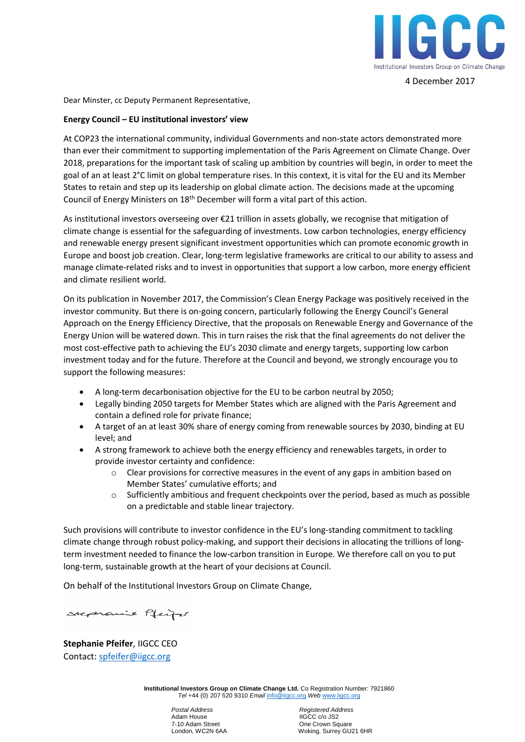IIGCC
Institutional Investors Group on Climate Change

4 December 2017

Dear Minster, cc Deputy Permanent Representative,

**Energy Council – EU institutional investors' view**

At COP23 the international community, individual Governments and non-state actors demonstrated more than ever their commitment to supporting implementation of the Paris Agreement on Climate Change. Over 2018, preparations for the important task of scaling up ambition by countries will begin, in order to meet the goal of an at least 2°C limit on global temperature rises. In this context, it is vital for the EU and its Member States to retain and step up its leadership on global climate action. The decisions made at the upcoming Council of Energy Ministers on 18th December will form a vital part of this action.

As institutional investors overseeing over €21 trillion in assets globally, we recognise that mitigation of climate change is essential for the safeguarding of investments. Low carbon technologies, energy efficiency and renewable energy present significant investment opportunities which can promote economic growth in Europe and boost job creation. Clear, long-term legislative frameworks are critical to our ability to assess and manage climate-related risks and to invest in opportunities that support a low carbon, more energy efficient and climate resilient world.

On its publication in November 2017, the Commission's Clean Energy Package was positively received in the investor community. But there is on-going concern, particularly following the Energy Council's General Approach on the Energy Efficiency Directive, that the proposals on Renewable Energy and Governance of the Energy Union will be watered down. This in turn raises the risk that the final agreements do not deliver the most cost-effective path to achieving the EU's 2030 climate and energy targets, supporting low carbon investment today and for the future. Therefore at the Council and beyond, we strongly encourage you to support the following measures:

- A long-term decarbonisation objective for the EU to be carbon neutral by 2050;
- Legally binding 2050 targets for Member States which are aligned with the Paris Agreement and contain a defined role for private finance;
- A target of an at least 30% share of energy coming from renewable sources by 2030, binding at EU level; and
- A strong framework to achieve both the energy efficiency and renewables targets, in order to provide investor certainty and confidence:
  - Clear provisions for corrective measures in the event of any gaps in ambition based on Member States' cumulative efforts; and
  - Sufficiently ambitious and frequent checkpoints over the period, based as much as possible on a predictable and stable linear trajectory.

Such provisions will contribute to investor confidence in the EU's long-standing commitment to tackling climate change through robust policy-making, and support their decisions in allocating the trillions of long-term investment needed to finance the low-carbon transition in Europe. We therefore call on you to put long-term, sustainable growth at the heart of your decisions at Council.

On behalf of the Institutional Investors Group on Climate Change,

Stephanie Pfeifer

**Stephanie Pfeifer**, IIGCC CEO
Contact: spfeifer@iigcc.org

**Institutional Investors Group on Climate Change Ltd.** Co Registration Number: 7921860
*Tel* +44 (0) 207 520 9310 *Email* info@iigcc.org *Web* www.iigcc.org

*Postal Address*
Adam House
7-10 Adam Street
London, WC2N 6AA

*Registered Address*
IIGCC c/o JS2
One Crown Square
Woking, Surrey GU21 6HR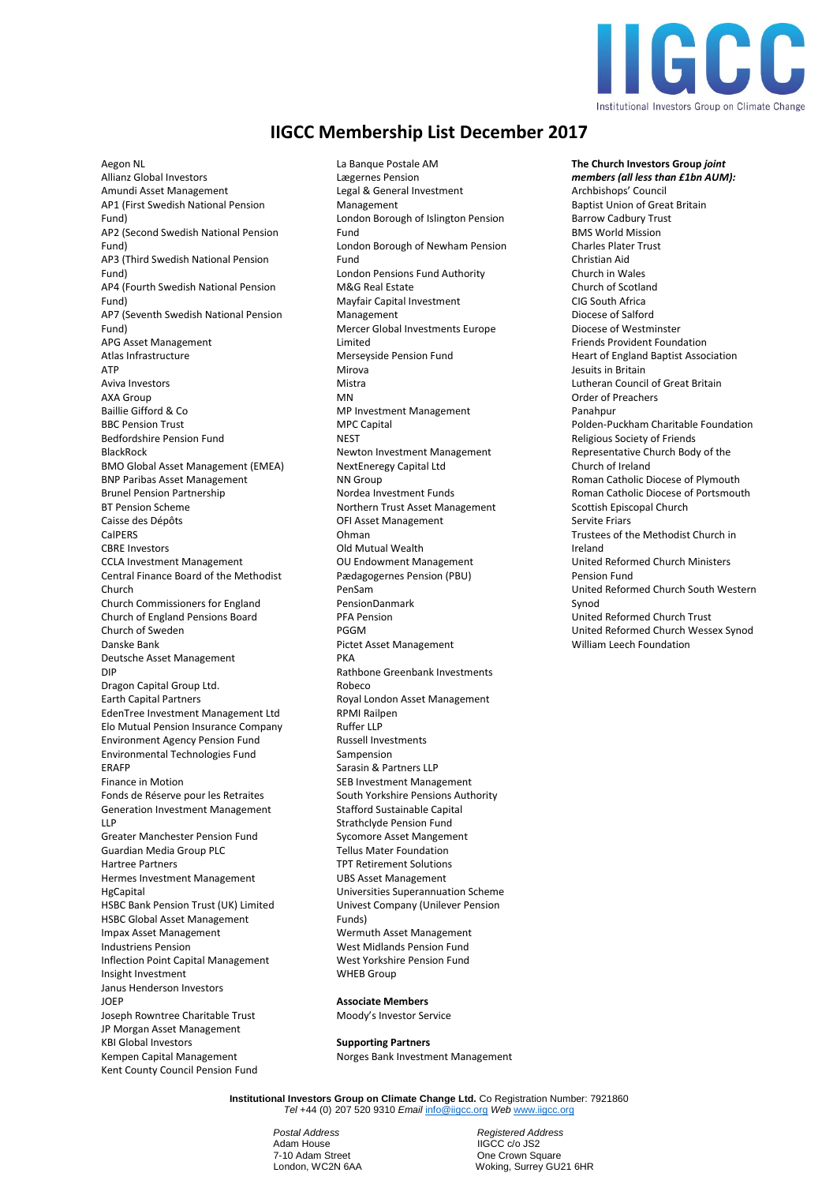IIGCC
Institutional Investors Group on Climate Change

# IIGCC Membership List December 2017

Aegon NL
Allianz Global Investors
Amundi Asset Management
AP1 (First Swedish National Pension Fund)
AP2 (Second Swedish National Pension Fund)
AP3 (Third Swedish National Pension Fund)
AP4 (Fourth Swedish National Pension Fund)
AP7 (Seventh Swedish National Pension Fund)
APG Asset Management
Atlas Infrastructure
ATP
Aviva Investors
AXA Group
Baillie Gifford & Co
BBC Pension Trust
Bedfordshire Pension Fund
BlackRock
BMO Global Asset Management (EMEA)
BNP Paribas Asset Management
Brunel Pension Partnership
BT Pension Scheme
Caisse des Dépôts
CalPERS
CBRE Investors
CCLA Investment Management
Central Finance Board of the Methodist Church
Church Commissioners for England
Church of England Pensions Board
Church of Sweden
Danske Bank
Deutsche Asset Management
DIP
Dragon Capital Group Ltd.
Earth Capital Partners
EdenTree Investment Management Ltd
Elo Mutual Pension Insurance Company
Environment Agency Pension Fund
Environmental Technologies Fund
ERAFP
Finance in Motion
Fonds de Réserve pour les Retraites
Generation Investment Management LLP
Greater Manchester Pension Fund
Guardian Media Group PLC
Hartree Partners
Hermes Investment Management
HgCapital
HSBC Bank Pension Trust (UK) Limited
HSBC Global Asset Management
Impax Asset Management
Industriens Pension
Inflection Point Capital Management
Insight Investment
Janus Henderson Investors
JOEP
Joseph Rowntree Charitable Trust
JP Morgan Asset Management
KBI Global Investors
Kempen Capital Management
Kent County Council Pension Fund
La Banque Postale AM
Lægernes Pension
Legal & General Investment Management
London Borough of Islington Pension Fund
London Borough of Newham Pension Fund
London Pensions Fund Authority
M&G Real Estate
Mayfair Capital Investment Management
Mercer Global Investments Europe Limited
Merseyside Pension Fund
Mirova
Mistra
MN
MP Investment Management
MPC Capital
NEST
Newton Investment Management
NextEneregy Capital Ltd
NN Group
Nordea Investment Funds
Northern Trust Asset Management
OFI Asset Management
Ohman
Old Mutual Wealth
OU Endowment Management
Pædagogernes Pension (PBU)
PenSam
PensionDanmark
PFA Pension
PGGM
Pictet Asset Management
PKA
Rathbone Greenbank Investments
Robeco
Royal London Asset Management
RPMI Railpen
Ruffer LLP
Russell Investments
Sampension
Sarasin & Partners LLP
SEB Investment Management
South Yorkshire Pensions Authority
Stafford Sustainable Capital
Strathclyde Pension Fund
Sycomore Asset Mangement
Tellus Mater Foundation
TPT Retirement Solutions
UBS Asset Management
Universities Superannuation Scheme
Univest Company (Unilever Pension Funds)
Wermuth Asset Management
West Midlands Pension Fund
West Yorkshire Pension Fund
WHEB Group

**Associate Members**

Moody's Investor Service

**Supporting Partners**

Norges Bank Investment Management

**The Church Investors Group** ***joint members (all less than £1bn AUM):***

Archbishops' Council
Baptist Union of Great Britain
Barrow Cadbury Trust
BMS World Mission
Charles Plater Trust
Christian Aid
Church in Wales
Church of Scotland
CIG South Africa
Diocese of Salford
Diocese of Westminster
Friends Provident Foundation
Heart of England Baptist Association
Jesuits in Britain
Lutheran Council of Great Britain
Order of Preachers
Panahpur
Polden-Puckham Charitable Foundation
Religious Society of Friends
Representative Church Body of the Church of Ireland
Roman Catholic Diocese of Plymouth
Roman Catholic Diocese of Portsmouth
Scottish Episcopal Church
Servite Friars
Trustees of the Methodist Church in Ireland
United Reformed Church Ministers Pension Fund
United Reformed Church South Western Synod
United Reformed Church Trust
United Reformed Church Wessex Synod
William Leech Foundation

**Institutional Investors Group on Climate Change Ltd.** Co Registration Number: 7921860
*Tel* +44 (0) 207 520 9310 *Email* info@iigcc.org *Web* www.iigcc.org

*Postal Address*
Adam House
7-10 Adam Street
London, WC2N 6AA

*Registered Address*
IIGCC c/o JS2
One Crown Square
Woking, Surrey GU21 6HR